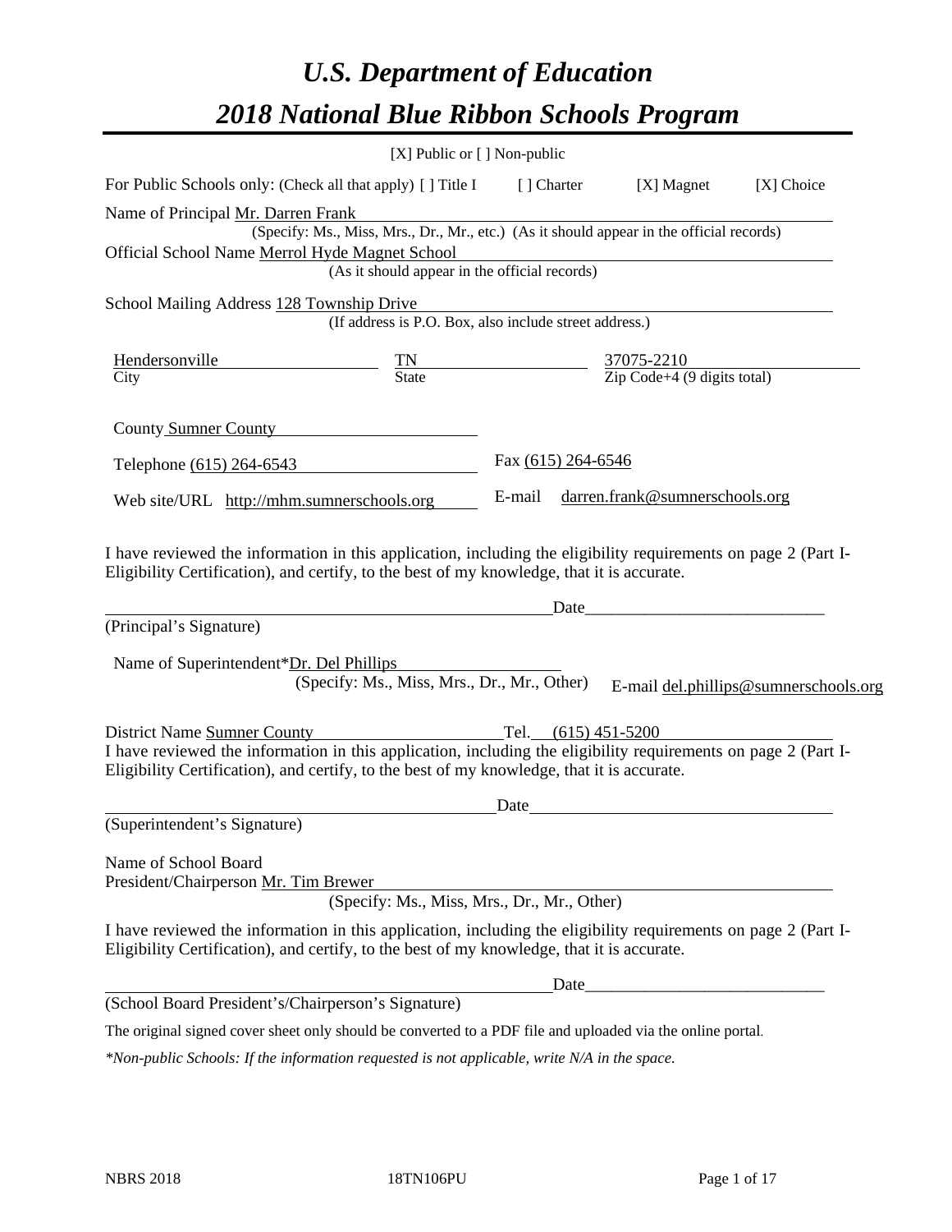# *U.S. Department of Education*
# *2018 National Blue Ribbon Schools Program*

[X] Public or [ ] Non-public

For Public Schools only: (Check all that apply) [ ] Title I [ ] Charter [X] Magnet [X] Choice

Name of Principal Mr. Darren Frank
(Specify: Ms., Miss, Mrs., Dr., Mr., etc.) (As it should appear in the official records)

Official School Name Merrol Hyde Magnet School
(As it should appear in the official records)

School Mailing Address 128 Township Drive
(If address is P.O. Box, also include street address.)

| Hendersonville | TN | 37075-2210 |
|---|---|---|
| City | State | Zip Code+4 (9 digits total) |

County Sumner County

Telephone (615) 264-6543 Fax (615) 264-6546

Web site/URL http://mhm.sumnerschools.org E-mail darren.frank@sumnerschools.org

I have reviewed the information in this application, including the eligibility requirements on page 2 (Part I-Eligibility Certification), and certify, to the best of my knowledge, that it is accurate.

_______________________________________________ Date_________________________

(Principal's Signature)

Name of Superintendent*Dr. Del Phillips
(Specify: Ms., Miss, Mrs., Dr., Mr., Other) E-mail del.phillips@sumnerschools.org

District Name Sumner County Tel. (615) 451-5200

I have reviewed the information in this application, including the eligibility requirements on page 2 (Part I-Eligibility Certification), and certify, to the best of my knowledge, that it is accurate.

_______________________________________________ Date_________________________

(Superintendent's Signature)

Name of School Board
President/Chairperson Mr. Tim Brewer
(Specify: Ms., Miss, Mrs., Dr., Mr., Other)

I have reviewed the information in this application, including the eligibility requirements on page 2 (Part I-Eligibility Certification), and certify, to the best of my knowledge, that it is accurate.

_______________________________________________ Date_________________________

(School Board President's/Chairperson's Signature)

The original signed cover sheet only should be converted to a PDF file and uploaded via the online portal.

*\*Non-public Schools: If the information requested is not applicable, write N/A in the space.*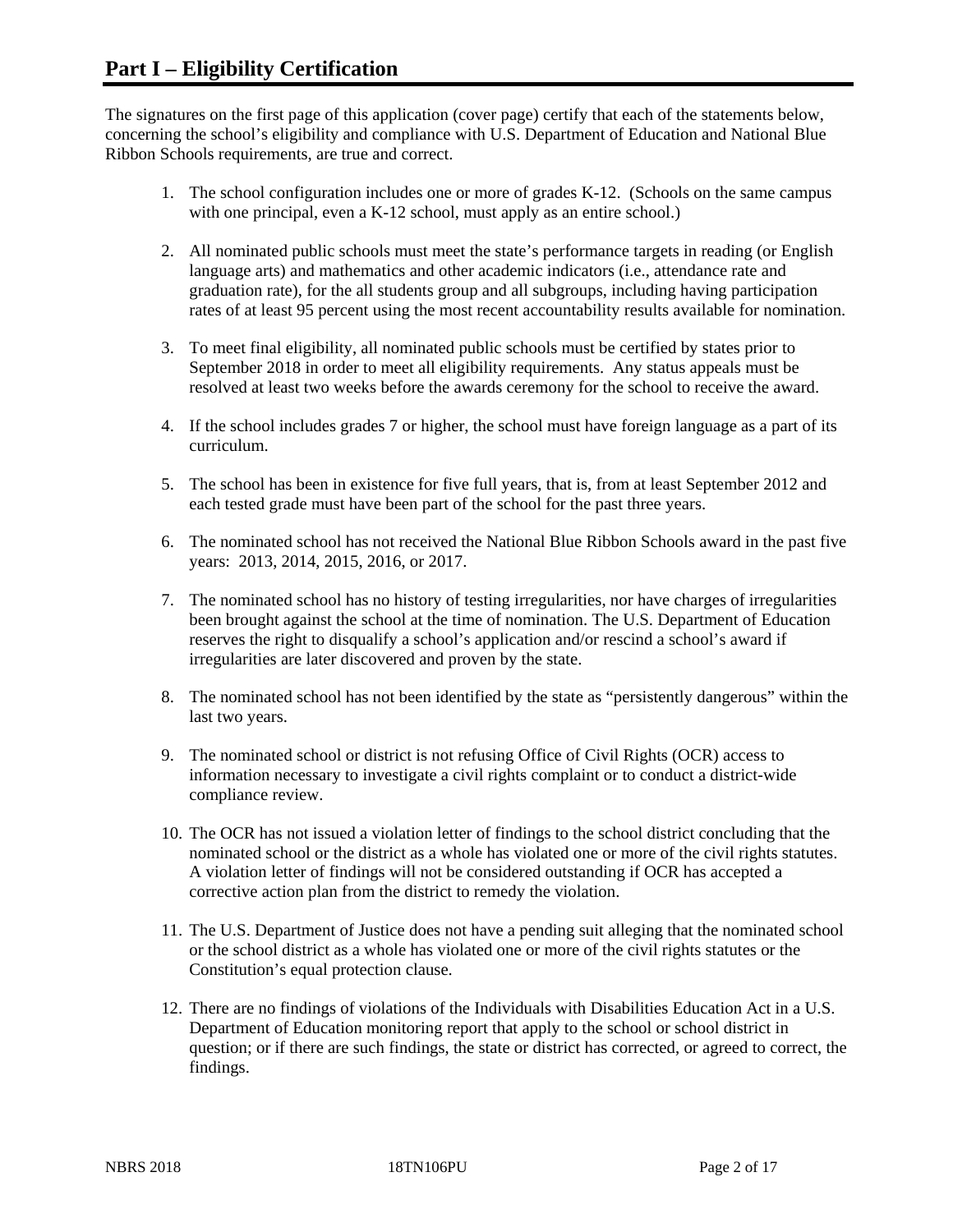# Part I – Eligibility Certification

The signatures on the first page of this application (cover page) certify that each of the statements below, concerning the school's eligibility and compliance with U.S. Department of Education and National Blue Ribbon Schools requirements, are true and correct.

1. The school configuration includes one or more of grades K-12. (Schools on the same campus with one principal, even a K-12 school, must apply as an entire school.)

2. All nominated public schools must meet the state's performance targets in reading (or English language arts) and mathematics and other academic indicators (i.e., attendance rate and graduation rate), for the all students group and all subgroups, including having participation rates of at least 95 percent using the most recent accountability results available for nomination.

3. To meet final eligibility, all nominated public schools must be certified by states prior to September 2018 in order to meet all eligibility requirements. Any status appeals must be resolved at least two weeks before the awards ceremony for the school to receive the award.

4. If the school includes grades 7 or higher, the school must have foreign language as a part of its curriculum.

5. The school has been in existence for five full years, that is, from at least September 2012 and each tested grade must have been part of the school for the past three years.

6. The nominated school has not received the National Blue Ribbon Schools award in the past five years: 2013, 2014, 2015, 2016, or 2017.

7. The nominated school has no history of testing irregularities, nor have charges of irregularities been brought against the school at the time of nomination. The U.S. Department of Education reserves the right to disqualify a school's application and/or rescind a school's award if irregularities are later discovered and proven by the state.

8. The nominated school has not been identified by the state as "persistently dangerous" within the last two years.

9. The nominated school or district is not refusing Office of Civil Rights (OCR) access to information necessary to investigate a civil rights complaint or to conduct a district-wide compliance review.

10. The OCR has not issued a violation letter of findings to the school district concluding that the nominated school or the district as a whole has violated one or more of the civil rights statutes. A violation letter of findings will not be considered outstanding if OCR has accepted a corrective action plan from the district to remedy the violation.

11. The U.S. Department of Justice does not have a pending suit alleging that the nominated school or the school district as a whole has violated one or more of the civil rights statutes or the Constitution's equal protection clause.

12. There are no findings of violations of the Individuals with Disabilities Education Act in a U.S. Department of Education monitoring report that apply to the school or school district in question; or if there are such findings, the state or district has corrected, or agreed to correct, the findings.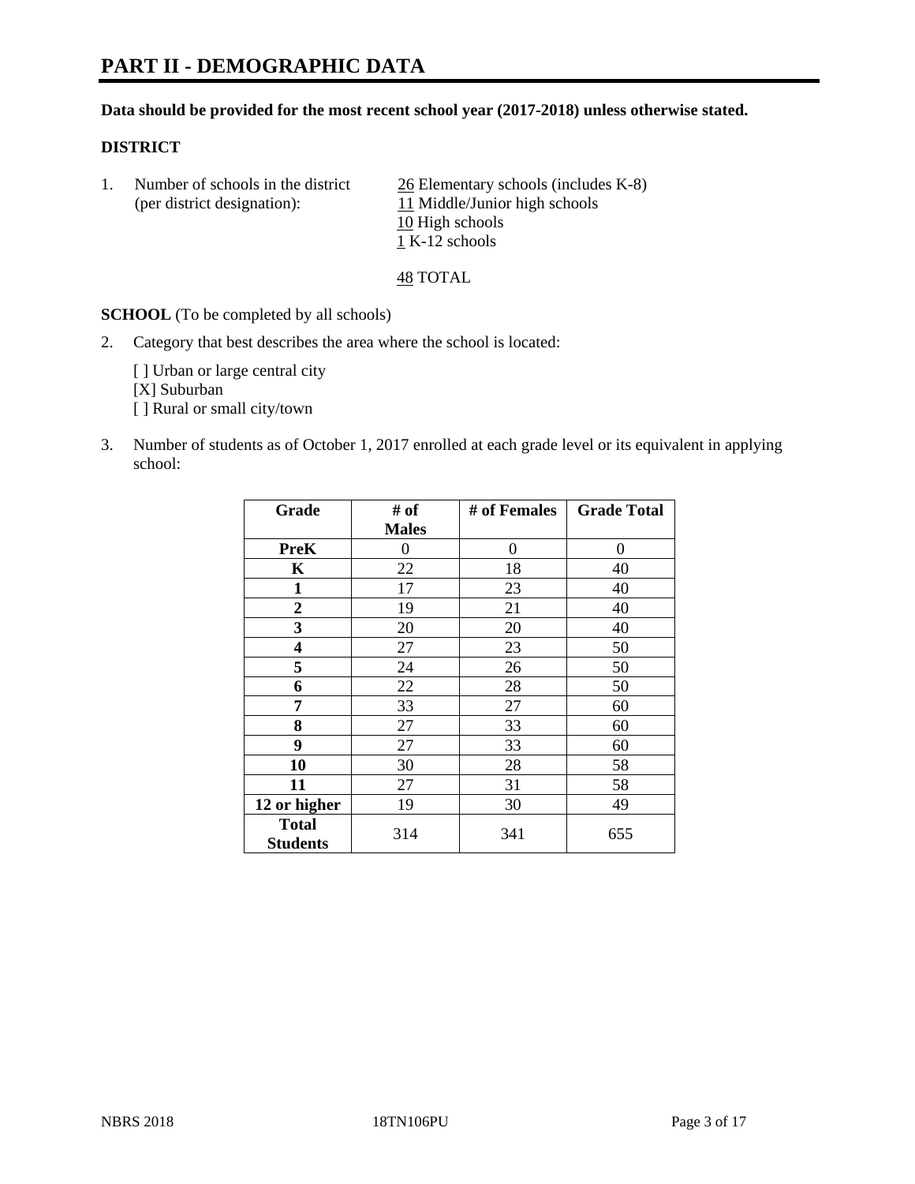# PART II - DEMOGRAPHIC DATA

**Data should be provided for the most recent school year (2017-2018) unless otherwise stated.**

**DISTRICT**

1. Number of schools in the district (per district designation):
   26 Elementary schools (includes K-8)
   11 Middle/Junior high schools
   10 High schools
   1 K-12 schools

   48 TOTAL

**SCHOOL** (To be completed by all schools)

2. Category that best describes the area where the school is located:

   [ ] Urban or large central city
   [X] Suburban
   [ ] Rural or small city/town

3. Number of students as of October 1, 2017 enrolled at each grade level or its equivalent in applying school:

| Grade | # of Males | # of Females | Grade Total |
|---|---|---|---|
| **PreK** | 0 | 0 | 0 |
| **K** | 22 | 18 | 40 |
| **1** | 17 | 23 | 40 |
| **2** | 19 | 21 | 40 |
| **3** | 20 | 20 | 40 |
| **4** | 27 | 23 | 50 |
| **5** | 24 | 26 | 50 |
| **6** | 22 | 28 | 50 |
| **7** | 33 | 27 | 60 |
| **8** | 27 | 33 | 60 |
| **9** | 27 | 33 | 60 |
| **10** | 30 | 28 | 58 |
| **11** | 27 | 31 | 58 |
| **12 or higher** | 19 | 30 | 49 |
| **Total Students** | 314 | 341 | 655 |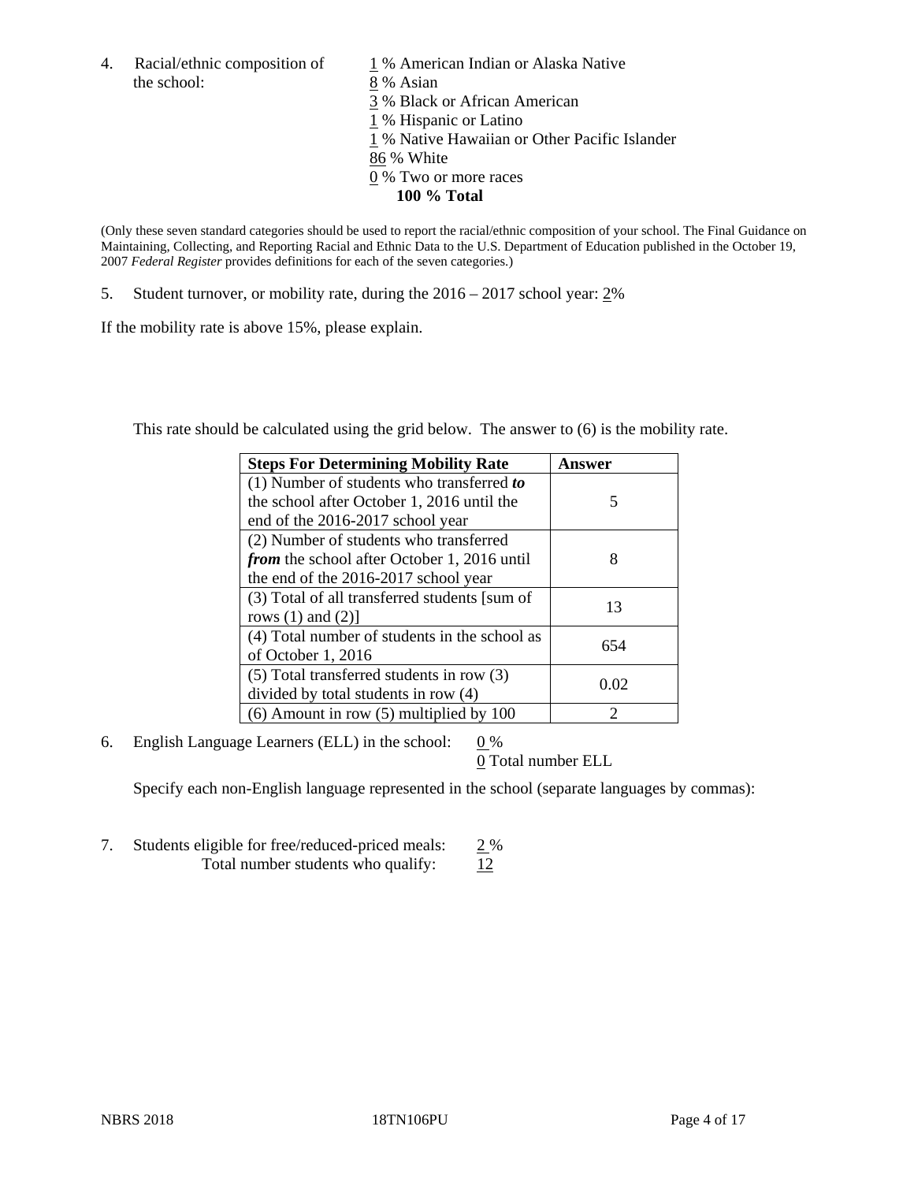4. Racial/ethnic composition of the school:

1 % American Indian or Alaska Native
8 % Asian
3 % Black or African American
1 % Hispanic or Latino
1 % Native Hawaiian or Other Pacific Islander
86 % White
0 % Two or more races
**100 % Total**

(Only these seven standard categories should be used to report the racial/ethnic composition of your school. The Final Guidance on Maintaining, Collecting, and Reporting Racial and Ethnic Data to the U.S. Department of Education published in the October 19, 2007 *Federal Register* provides definitions for each of the seven categories.)

5. Student turnover, or mobility rate, during the 2016 – 2017 school year: 2%

If the mobility rate is above 15%, please explain.

This rate should be calculated using the grid below. The answer to (6) is the mobility rate.

| **Steps For Determining Mobility Rate** | **Answer** |
|---|---|
| (1) Number of students who transferred ***to*** the school after October 1, 2016 until the end of the 2016-2017 school year | 5 |
| (2) Number of students who transferred ***from*** the school after October 1, 2016 until the end of the 2016-2017 school year | 8 |
| (3) Total of all transferred students [sum of rows (1) and (2)] | 13 |
| (4) Total number of students in the school as of October 1, 2016 | 654 |
| (5) Total transferred students in row (3) divided by total students in row (4) | 0.02 |
| (6) Amount in row (5) multiplied by 100 | 2 |

6. English Language Learners (ELL) in the school: 0 %
0 Total number ELL

Specify each non-English language represented in the school (separate languages by commas):

7. Students eligible for free/reduced-priced meals: 2 %
Total number students who qualify: 12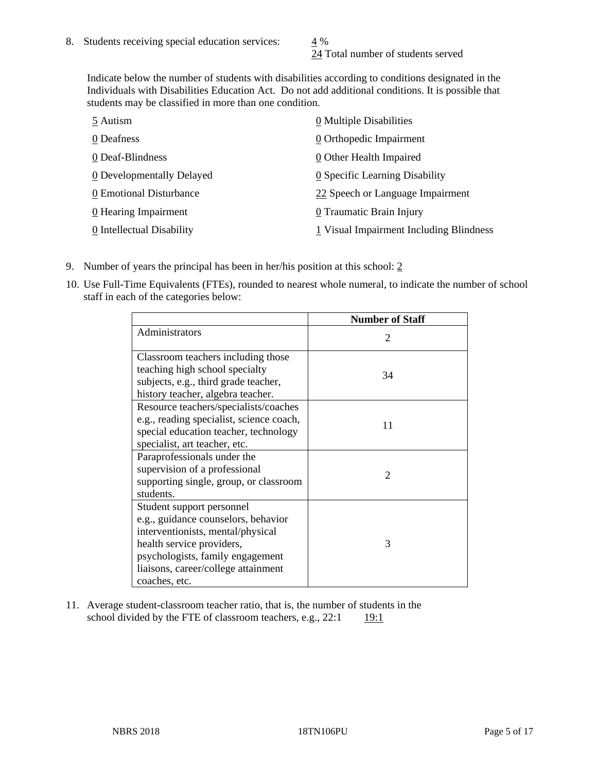8. Students receiving special education services: 4 %
   24 Total number of students served

   Indicate below the number of students with disabilities according to conditions designated in the Individuals with Disabilities Education Act. Do not add additional conditions. It is possible that students may be classified in more than one condition.

   5 Autism
   0 Deafness
   0 Deaf-Blindness
   0 Developmentally Delayed
   0 Emotional Disturbance
   0 Hearing Impairment
   0 Intellectual Disability
   0 Multiple Disabilities
   0 Orthopedic Impairment
   0 Other Health Impaired
   0 Specific Learning Disability
   22 Speech or Language Impairment
   0 Traumatic Brain Injury
   1 Visual Impairment Including Blindness

9. Number of years the principal has been in her/his position at this school: 2

10. Use Full-Time Equivalents (FTEs), rounded to nearest whole numeral, to indicate the number of school staff in each of the categories below:

| | Number of Staff |
|---|---|
| Administrators | 2 |
| Classroom teachers including those teaching high school specialty subjects, e.g., third grade teacher, history teacher, algebra teacher. | 34 |
| Resource teachers/specialists/coaches e.g., reading specialist, science coach, special education teacher, technology specialist, art teacher, etc. | 11 |
| Paraprofessionals under the supervision of a professional supporting single, group, or classroom students. | 2 |
| Student support personnel e.g., guidance counselors, behavior interventionists, mental/physical health service providers, psychologists, family engagement liaisons, career/college attainment coaches, etc. | 3 |

11. Average student-classroom teacher ratio, that is, the number of students in the school divided by the FTE of classroom teachers, e.g., 22:1 19:1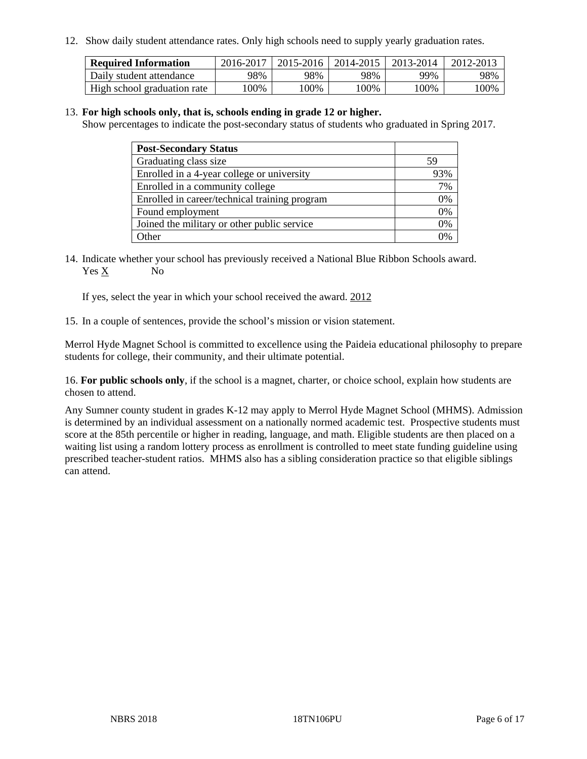12. Show daily student attendance rates. Only high schools need to supply yearly graduation rates.

| **Required Information** | 2016-2017 | 2015-2016 | 2014-2015 | 2013-2014 | 2012-2013 |
|---|---|---|---|---|---|
| Daily student attendance | 98% | 98% | 98% | 99% | 98% |
| High school graduation rate | 100% | 100% | 100% | 100% | 100% |

13. **For high schools only, that is, schools ending in grade 12 or higher.**
Show percentages to indicate the post-secondary status of students who graduated in Spring 2017.

| **Post-Secondary Status** | |
|---|---|
| Graduating class size | 59 |
| Enrolled in a 4-year college or university | 93% |
| Enrolled in a community college | 7% |
| Enrolled in career/technical training program | 0% |
| Found employment | 0% |
| Joined the military or other public service | 0% |
| Other | 0% |

14. Indicate whether your school has previously received a National Blue Ribbon Schools award.
Yes X No

If yes, select the year in which your school received the award. 2012

15. In a couple of sentences, provide the school's mission or vision statement.

Merrol Hyde Magnet School is committed to excellence using the Paideia educational philosophy to prepare students for college, their community, and their ultimate potential.

16. **For public schools only**, if the school is a magnet, charter, or choice school, explain how students are chosen to attend.

Any Sumner county student in grades K-12 may apply to Merrol Hyde Magnet School (MHMS). Admission is determined by an individual assessment on a nationally normed academic test. Prospective students must score at the 85th percentile or higher in reading, language, and math. Eligible students are then placed on a waiting list using a random lottery process as enrollment is controlled to meet state funding guideline using prescribed teacher-student ratios. MHMS also has a sibling consideration practice so that eligible siblings can attend.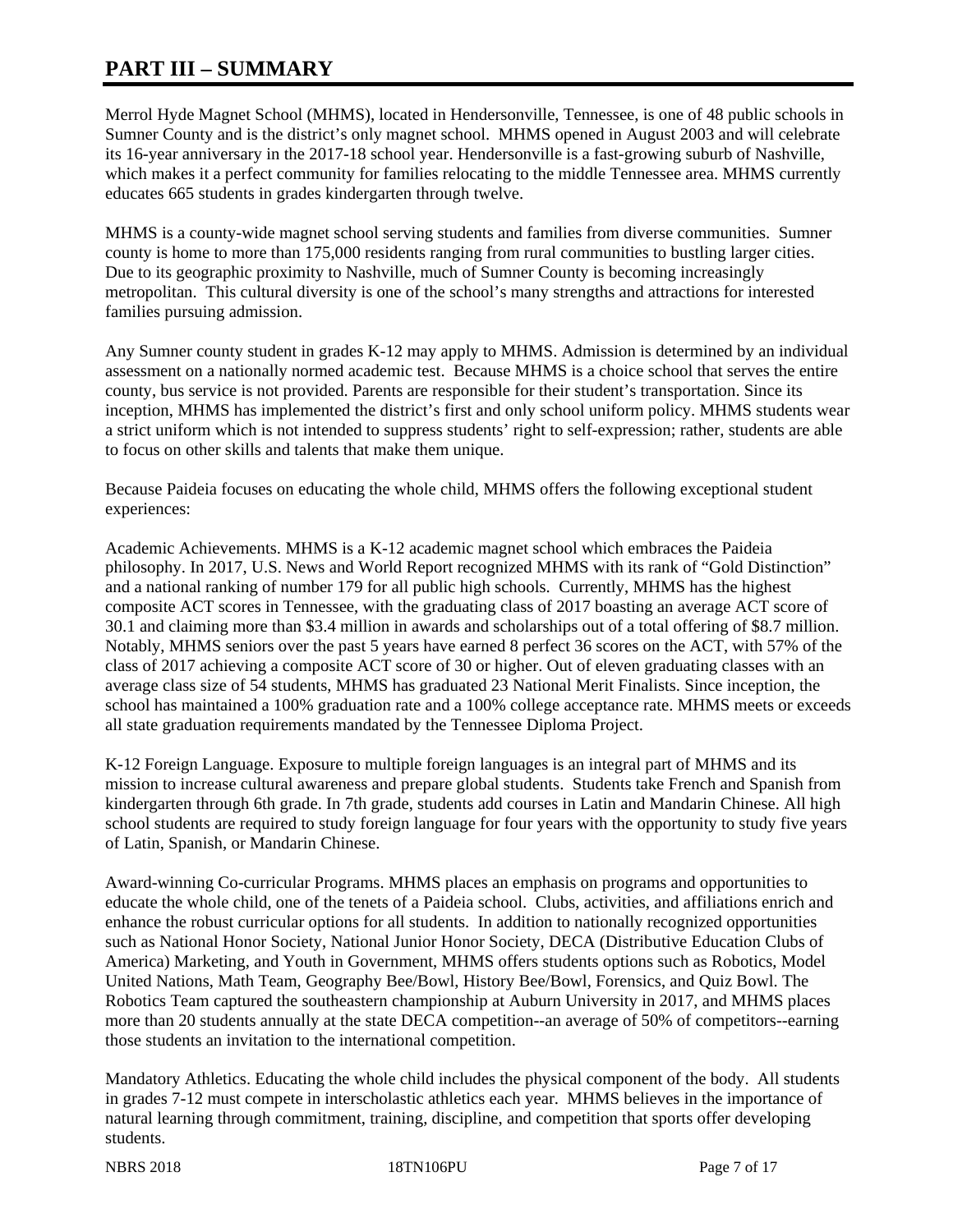# PART III – SUMMARY

Merrol Hyde Magnet School (MHMS), located in Hendersonville, Tennessee, is one of 48 public schools in Sumner County and is the district's only magnet school. MHMS opened in August 2003 and will celebrate its 16-year anniversary in the 2017-18 school year. Hendersonville is a fast-growing suburb of Nashville, which makes it a perfect community for families relocating to the middle Tennessee area. MHMS currently educates 665 students in grades kindergarten through twelve.

MHMS is a county-wide magnet school serving students and families from diverse communities. Sumner county is home to more than 175,000 residents ranging from rural communities to bustling larger cities. Due to its geographic proximity to Nashville, much of Sumner County is becoming increasingly metropolitan. This cultural diversity is one of the school's many strengths and attractions for interested families pursuing admission.

Any Sumner county student in grades K-12 may apply to MHMS. Admission is determined by an individual assessment on a nationally normed academic test. Because MHMS is a choice school that serves the entire county, bus service is not provided. Parents are responsible for their student's transportation. Since its inception, MHMS has implemented the district's first and only school uniform policy. MHMS students wear a strict uniform which is not intended to suppress students' right to self-expression; rather, students are able to focus on other skills and talents that make them unique.

Because Paideia focuses on educating the whole child, MHMS offers the following exceptional student experiences:

Academic Achievements. MHMS is a K-12 academic magnet school which embraces the Paideia philosophy. In 2017, U.S. News and World Report recognized MHMS with its rank of "Gold Distinction" and a national ranking of number 179 for all public high schools. Currently, MHMS has the highest composite ACT scores in Tennessee, with the graduating class of 2017 boasting an average ACT score of 30.1 and claiming more than $3.4 million in awards and scholarships out of a total offering of $8.7 million. Notably, MHMS seniors over the past 5 years have earned 8 perfect 36 scores on the ACT, with 57% of the class of 2017 achieving a composite ACT score of 30 or higher. Out of eleven graduating classes with an average class size of 54 students, MHMS has graduated 23 National Merit Finalists. Since inception, the school has maintained a 100% graduation rate and a 100% college acceptance rate. MHMS meets or exceeds all state graduation requirements mandated by the Tennessee Diploma Project.

K-12 Foreign Language. Exposure to multiple foreign languages is an integral part of MHMS and its mission to increase cultural awareness and prepare global students. Students take French and Spanish from kindergarten through 6th grade. In 7th grade, students add courses in Latin and Mandarin Chinese. All high school students are required to study foreign language for four years with the opportunity to study five years of Latin, Spanish, or Mandarin Chinese.

Award-winning Co-curricular Programs. MHMS places an emphasis on programs and opportunities to educate the whole child, one of the tenets of a Paideia school. Clubs, activities, and affiliations enrich and enhance the robust curricular options for all students. In addition to nationally recognized opportunities such as National Honor Society, National Junior Honor Society, DECA (Distributive Education Clubs of America) Marketing, and Youth in Government, MHMS offers students options such as Robotics, Model United Nations, Math Team, Geography Bee/Bowl, History Bee/Bowl, Forensics, and Quiz Bowl. The Robotics Team captured the southeastern championship at Auburn University in 2017, and MHMS places more than 20 students annually at the state DECA competition--an average of 50% of competitors--earning those students an invitation to the international competition.

Mandatory Athletics. Educating the whole child includes the physical component of the body. All students in grades 7-12 must compete in interscholastic athletics each year. MHMS believes in the importance of natural learning through commitment, training, discipline, and competition that sports offer developing students.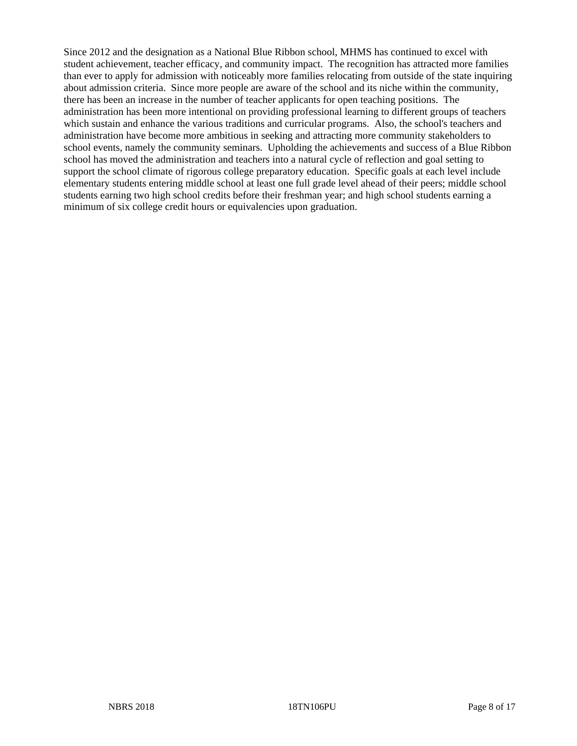Since 2012 and the designation as a National Blue Ribbon school, MHMS has continued to excel with student achievement, teacher efficacy, and community impact. The recognition has attracted more families than ever to apply for admission with noticeably more families relocating from outside of the state inquiring about admission criteria. Since more people are aware of the school and its niche within the community, there has been an increase in the number of teacher applicants for open teaching positions. The administration has been more intentional on providing professional learning to different groups of teachers which sustain and enhance the various traditions and curricular programs. Also, the school's teachers and administration have become more ambitious in seeking and attracting more community stakeholders to school events, namely the community seminars. Upholding the achievements and success of a Blue Ribbon school has moved the administration and teachers into a natural cycle of reflection and goal setting to support the school climate of rigorous college preparatory education. Specific goals at each level include elementary students entering middle school at least one full grade level ahead of their peers; middle school students earning two high school credits before their freshman year; and high school students earning a minimum of six college credit hours or equivalencies upon graduation.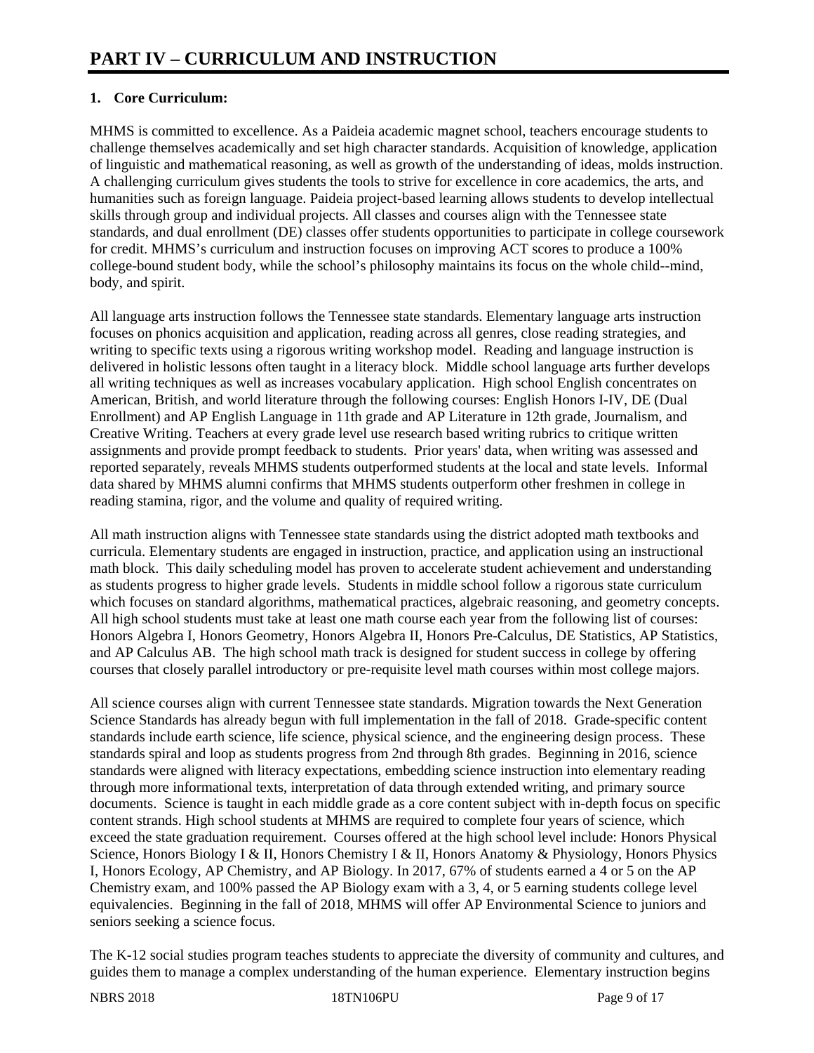# PART IV – CURRICULUM AND INSTRUCTION

**1. Core Curriculum:**

MHMS is committed to excellence. As a Paideia academic magnet school, teachers encourage students to challenge themselves academically and set high character standards. Acquisition of knowledge, application of linguistic and mathematical reasoning, as well as growth of the understanding of ideas, molds instruction. A challenging curriculum gives students the tools to strive for excellence in core academics, the arts, and humanities such as foreign language. Paideia project-based learning allows students to develop intellectual skills through group and individual projects. All classes and courses align with the Tennessee state standards, and dual enrollment (DE) classes offer students opportunities to participate in college coursework for credit. MHMS's curriculum and instruction focuses on improving ACT scores to produce a 100% college-bound student body, while the school's philosophy maintains its focus on the whole child--mind, body, and spirit.

All language arts instruction follows the Tennessee state standards. Elementary language arts instruction focuses on phonics acquisition and application, reading across all genres, close reading strategies, and writing to specific texts using a rigorous writing workshop model. Reading and language instruction is delivered in holistic lessons often taught in a literacy block. Middle school language arts further develops all writing techniques as well as increases vocabulary application. High school English concentrates on American, British, and world literature through the following courses: English Honors I-IV, DE (Dual Enrollment) and AP English Language in 11th grade and AP Literature in 12th grade, Journalism, and Creative Writing. Teachers at every grade level use research based writing rubrics to critique written assignments and provide prompt feedback to students. Prior years' data, when writing was assessed and reported separately, reveals MHMS students outperformed students at the local and state levels. Informal data shared by MHMS alumni confirms that MHMS students outperform other freshmen in college in reading stamina, rigor, and the volume and quality of required writing.

All math instruction aligns with Tennessee state standards using the district adopted math textbooks and curricula. Elementary students are engaged in instruction, practice, and application using an instructional math block. This daily scheduling model has proven to accelerate student achievement and understanding as students progress to higher grade levels. Students in middle school follow a rigorous state curriculum which focuses on standard algorithms, mathematical practices, algebraic reasoning, and geometry concepts. All high school students must take at least one math course each year from the following list of courses: Honors Algebra I, Honors Geometry, Honors Algebra II, Honors Pre-Calculus, DE Statistics, AP Statistics, and AP Calculus AB. The high school math track is designed for student success in college by offering courses that closely parallel introductory or pre-requisite level math courses within most college majors.

All science courses align with current Tennessee state standards. Migration towards the Next Generation Science Standards has already begun with full implementation in the fall of 2018. Grade-specific content standards include earth science, life science, physical science, and the engineering design process. These standards spiral and loop as students progress from 2nd through 8th grades. Beginning in 2016, science standards were aligned with literacy expectations, embedding science instruction into elementary reading through more informational texts, interpretation of data through extended writing, and primary source documents. Science is taught in each middle grade as a core content subject with in-depth focus on specific content strands. High school students at MHMS are required to complete four years of science, which exceed the state graduation requirement. Courses offered at the high school level include: Honors Physical Science, Honors Biology I & II, Honors Chemistry I & II, Honors Anatomy & Physiology, Honors Physics I, Honors Ecology, AP Chemistry, and AP Biology. In 2017, 67% of students earned a 4 or 5 on the AP Chemistry exam, and 100% passed the AP Biology exam with a 3, 4, or 5 earning students college level equivalencies. Beginning in the fall of 2018, MHMS will offer AP Environmental Science to juniors and seniors seeking a science focus.

The K-12 social studies program teaches students to appreciate the diversity of community and cultures, and guides them to manage a complex understanding of the human experience. Elementary instruction begins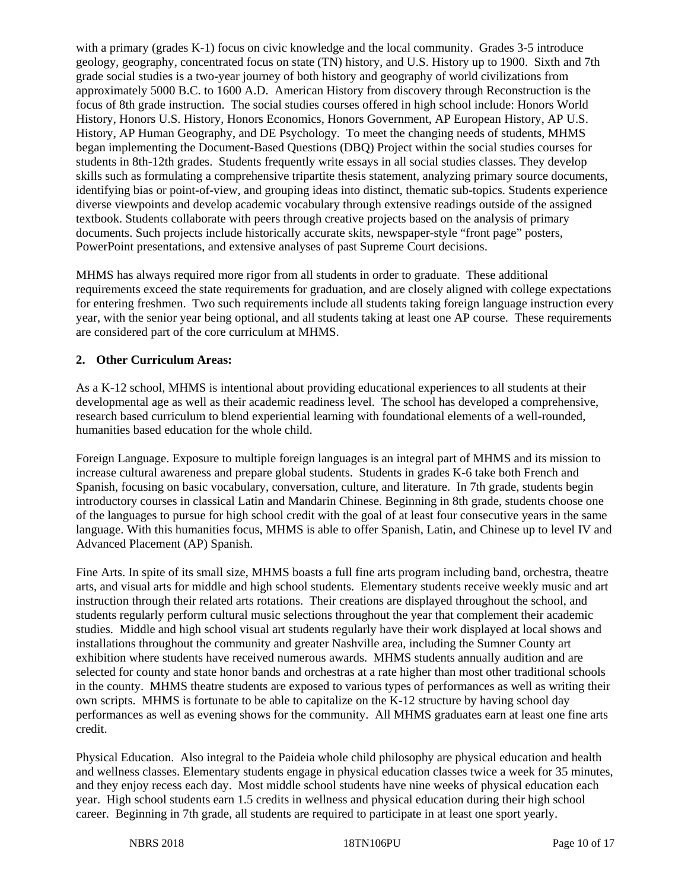with a primary (grades K-1) focus on civic knowledge and the local community. Grades 3-5 introduce geology, geography, concentrated focus on state (TN) history, and U.S. History up to 1900. Sixth and 7th grade social studies is a two-year journey of both history and geography of world civilizations from approximately 5000 B.C. to 1600 A.D. American History from discovery through Reconstruction is the focus of 8th grade instruction. The social studies courses offered in high school include: Honors World History, Honors U.S. History, Honors Economics, Honors Government, AP European History, AP U.S. History, AP Human Geography, and DE Psychology. To meet the changing needs of students, MHMS began implementing the Document-Based Questions (DBQ) Project within the social studies courses for students in 8th-12th grades. Students frequently write essays in all social studies classes. They develop skills such as formulating a comprehensive tripartite thesis statement, analyzing primary source documents, identifying bias or point-of-view, and grouping ideas into distinct, thematic sub-topics. Students experience diverse viewpoints and develop academic vocabulary through extensive readings outside of the assigned textbook. Students collaborate with peers through creative projects based on the analysis of primary documents. Such projects include historically accurate skits, newspaper-style "front page" posters, PowerPoint presentations, and extensive analyses of past Supreme Court decisions.

MHMS has always required more rigor from all students in order to graduate. These additional requirements exceed the state requirements for graduation, and are closely aligned with college expectations for entering freshmen. Two such requirements include all students taking foreign language instruction every year, with the senior year being optional, and all students taking at least one AP course. These requirements are considered part of the core curriculum at MHMS.

**2. Other Curriculum Areas:**

As a K-12 school, MHMS is intentional about providing educational experiences to all students at their developmental age as well as their academic readiness level. The school has developed a comprehensive, research based curriculum to blend experiential learning with foundational elements of a well-rounded, humanities based education for the whole child.

Foreign Language. Exposure to multiple foreign languages is an integral part of MHMS and its mission to increase cultural awareness and prepare global students. Students in grades K-6 take both French and Spanish, focusing on basic vocabulary, conversation, culture, and literature. In 7th grade, students begin introductory courses in classical Latin and Mandarin Chinese. Beginning in 8th grade, students choose one of the languages to pursue for high school credit with the goal of at least four consecutive years in the same language. With this humanities focus, MHMS is able to offer Spanish, Latin, and Chinese up to level IV and Advanced Placement (AP) Spanish.

Fine Arts. In spite of its small size, MHMS boasts a full fine arts program including band, orchestra, theatre arts, and visual arts for middle and high school students. Elementary students receive weekly music and art instruction through their related arts rotations. Their creations are displayed throughout the school, and students regularly perform cultural music selections throughout the year that complement their academic studies. Middle and high school visual art students regularly have their work displayed at local shows and installations throughout the community and greater Nashville area, including the Sumner County art exhibition where students have received numerous awards. MHMS students annually audition and are selected for county and state honor bands and orchestras at a rate higher than most other traditional schools in the county. MHMS theatre students are exposed to various types of performances as well as writing their own scripts. MHMS is fortunate to be able to capitalize on the K-12 structure by having school day performances as well as evening shows for the community. All MHMS graduates earn at least one fine arts credit.

Physical Education. Also integral to the Paideia whole child philosophy are physical education and health and wellness classes. Elementary students engage in physical education classes twice a week for 35 minutes, and they enjoy recess each day. Most middle school students have nine weeks of physical education each year. High school students earn 1.5 credits in wellness and physical education during their high school career. Beginning in 7th grade, all students are required to participate in at least one sport yearly.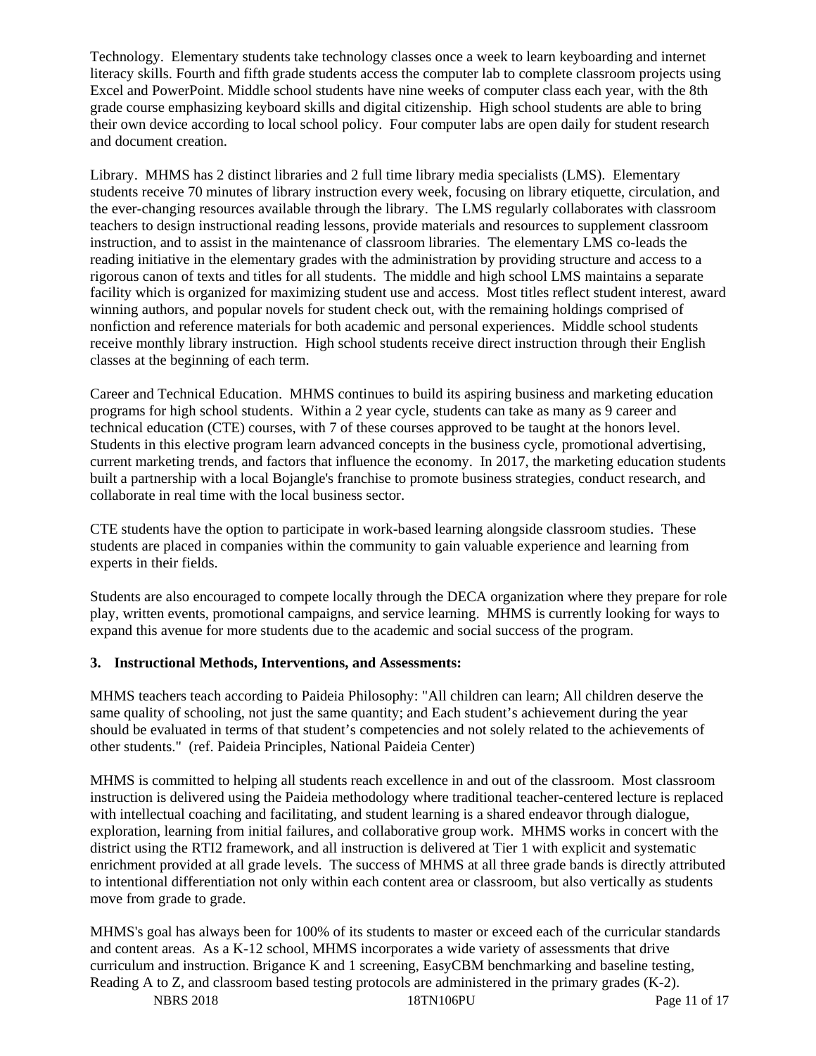Technology. Elementary students take technology classes once a week to learn keyboarding and internet literacy skills. Fourth and fifth grade students access the computer lab to complete classroom projects using Excel and PowerPoint. Middle school students have nine weeks of computer class each year, with the 8th grade course emphasizing keyboard skills and digital citizenship. High school students are able to bring their own device according to local school policy. Four computer labs are open daily for student research and document creation.

Library. MHMS has 2 distinct libraries and 2 full time library media specialists (LMS). Elementary students receive 70 minutes of library instruction every week, focusing on library etiquette, circulation, and the ever-changing resources available through the library. The LMS regularly collaborates with classroom teachers to design instructional reading lessons, provide materials and resources to supplement classroom instruction, and to assist in the maintenance of classroom libraries. The elementary LMS co-leads the reading initiative in the elementary grades with the administration by providing structure and access to a rigorous canon of texts and titles for all students. The middle and high school LMS maintains a separate facility which is organized for maximizing student use and access. Most titles reflect student interest, award winning authors, and popular novels for student check out, with the remaining holdings comprised of nonfiction and reference materials for both academic and personal experiences. Middle school students receive monthly library instruction. High school students receive direct instruction through their English classes at the beginning of each term.

Career and Technical Education. MHMS continues to build its aspiring business and marketing education programs for high school students. Within a 2 year cycle, students can take as many as 9 career and technical education (CTE) courses, with 7 of these courses approved to be taught at the honors level. Students in this elective program learn advanced concepts in the business cycle, promotional advertising, current marketing trends, and factors that influence the economy. In 2017, the marketing education students built a partnership with a local Bojangle's franchise to promote business strategies, conduct research, and collaborate in real time with the local business sector.

CTE students have the option to participate in work-based learning alongside classroom studies. These students are placed in companies within the community to gain valuable experience and learning from experts in their fields.

Students are also encouraged to compete locally through the DECA organization where they prepare for role play, written events, promotional campaigns, and service learning. MHMS is currently looking for ways to expand this avenue for more students due to the academic and social success of the program.

**3. Instructional Methods, Interventions, and Assessments:**

MHMS teachers teach according to Paideia Philosophy: "All children can learn; All children deserve the same quality of schooling, not just the same quantity; and Each student's achievement during the year should be evaluated in terms of that student's competencies and not solely related to the achievements of other students." (ref. Paideia Principles, National Paideia Center)

MHMS is committed to helping all students reach excellence in and out of the classroom. Most classroom instruction is delivered using the Paideia methodology where traditional teacher-centered lecture is replaced with intellectual coaching and facilitating, and student learning is a shared endeavor through dialogue, exploration, learning from initial failures, and collaborative group work. MHMS works in concert with the district using the RTI2 framework, and all instruction is delivered at Tier 1 with explicit and systematic enrichment provided at all grade levels. The success of MHMS at all three grade bands is directly attributed to intentional differentiation not only within each content area or classroom, but also vertically as students move from grade to grade.

MHMS's goal has always been for 100% of its students to master or exceed each of the curricular standards and content areas. As a K-12 school, MHMS incorporates a wide variety of assessments that drive curriculum and instruction. Brigance K and 1 screening, EasyCBM benchmarking and baseline testing, Reading A to Z, and classroom based testing protocols are administered in the primary grades (K-2).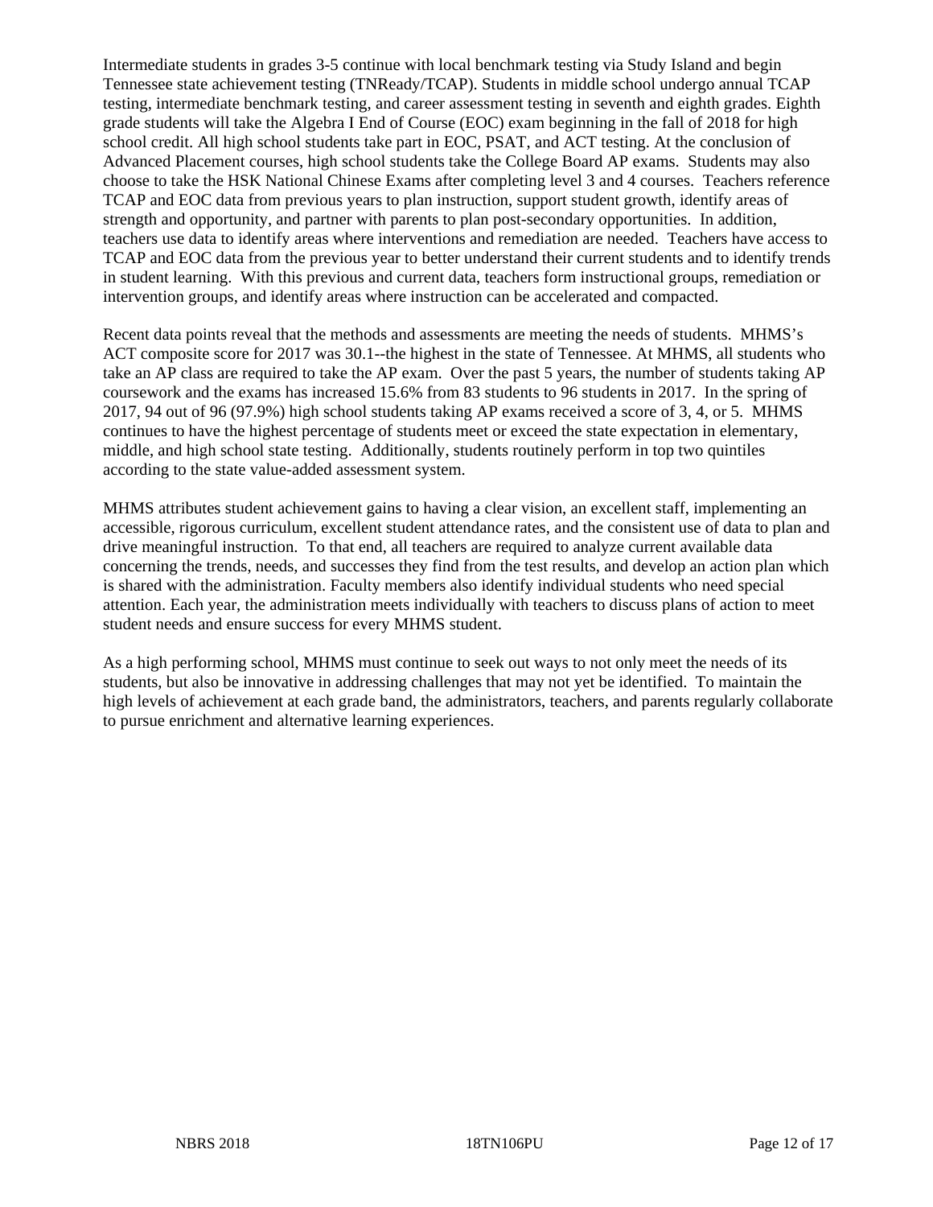Intermediate students in grades 3-5 continue with local benchmark testing via Study Island and begin Tennessee state achievement testing (TNReady/TCAP). Students in middle school undergo annual TCAP testing, intermediate benchmark testing, and career assessment testing in seventh and eighth grades. Eighth grade students will take the Algebra I End of Course (EOC) exam beginning in the fall of 2018 for high school credit. All high school students take part in EOC, PSAT, and ACT testing. At the conclusion of Advanced Placement courses, high school students take the College Board AP exams. Students may also choose to take the HSK National Chinese Exams after completing level 3 and 4 courses. Teachers reference TCAP and EOC data from previous years to plan instruction, support student growth, identify areas of strength and opportunity, and partner with parents to plan post-secondary opportunities. In addition, teachers use data to identify areas where interventions and remediation are needed. Teachers have access to TCAP and EOC data from the previous year to better understand their current students and to identify trends in student learning. With this previous and current data, teachers form instructional groups, remediation or intervention groups, and identify areas where instruction can be accelerated and compacted.

Recent data points reveal that the methods and assessments are meeting the needs of students. MHMS's ACT composite score for 2017 was 30.1--the highest in the state of Tennessee. At MHMS, all students who take an AP class are required to take the AP exam. Over the past 5 years, the number of students taking AP coursework and the exams has increased 15.6% from 83 students to 96 students in 2017. In the spring of 2017, 94 out of 96 (97.9%) high school students taking AP exams received a score of 3, 4, or 5. MHMS continues to have the highest percentage of students meet or exceed the state expectation in elementary, middle, and high school state testing. Additionally, students routinely perform in top two quintiles according to the state value-added assessment system.

MHMS attributes student achievement gains to having a clear vision, an excellent staff, implementing an accessible, rigorous curriculum, excellent student attendance rates, and the consistent use of data to plan and drive meaningful instruction. To that end, all teachers are required to analyze current available data concerning the trends, needs, and successes they find from the test results, and develop an action plan which is shared with the administration. Faculty members also identify individual students who need special attention. Each year, the administration meets individually with teachers to discuss plans of action to meet student needs and ensure success for every MHMS student.

As a high performing school, MHMS must continue to seek out ways to not only meet the needs of its students, but also be innovative in addressing challenges that may not yet be identified. To maintain the high levels of achievement at each grade band, the administrators, teachers, and parents regularly collaborate to pursue enrichment and alternative learning experiences.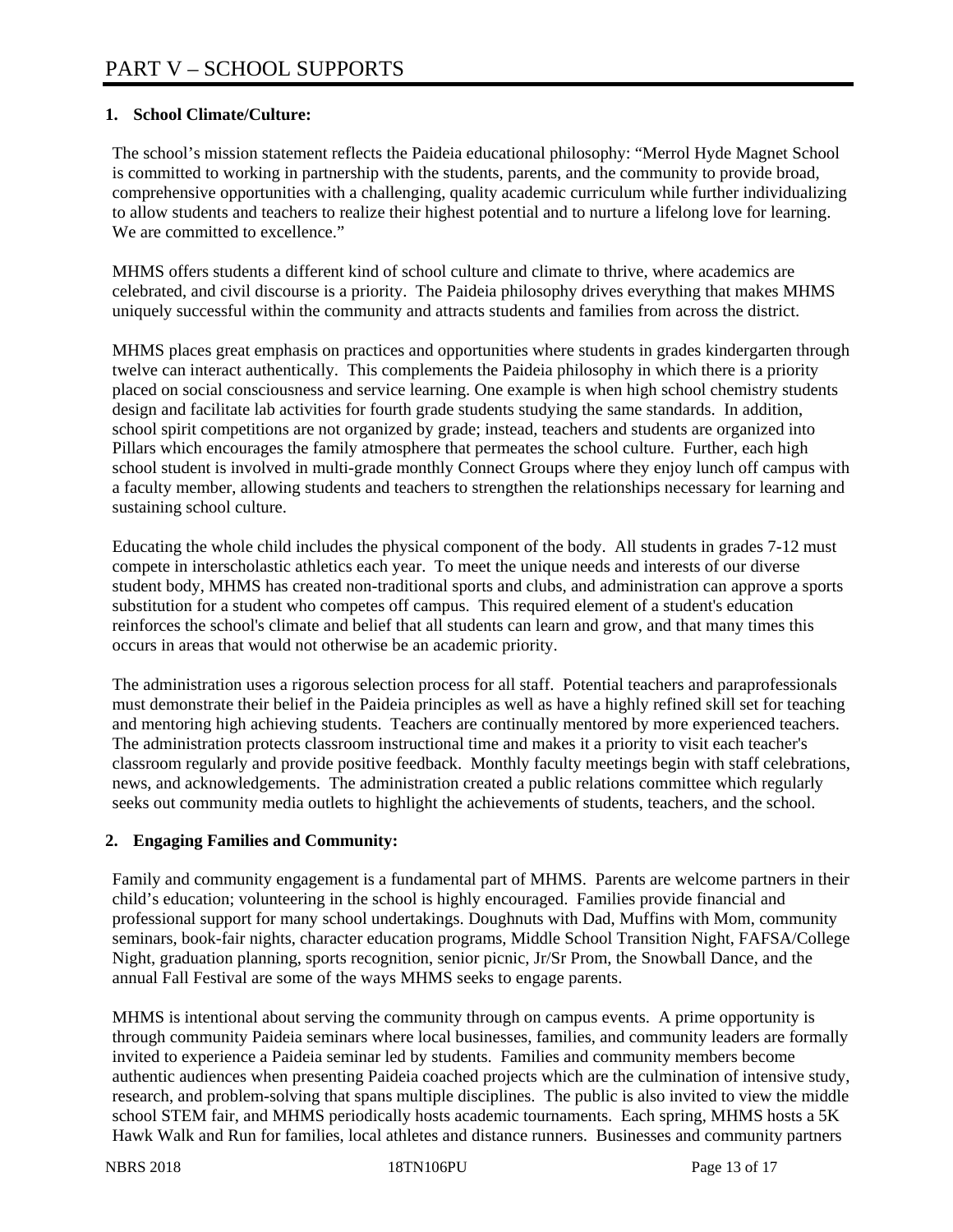# PART V – SCHOOL SUPPORTS

## 1. School Climate/Culture:

The school's mission statement reflects the Paideia educational philosophy: "Merrol Hyde Magnet School is committed to working in partnership with the students, parents, and the community to provide broad, comprehensive opportunities with a challenging, quality academic curriculum while further individualizing to allow students and teachers to realize their highest potential and to nurture a lifelong love for learning. We are committed to excellence."

MHMS offers students a different kind of school culture and climate to thrive, where academics are celebrated, and civil discourse is a priority. The Paideia philosophy drives everything that makes MHMS uniquely successful within the community and attracts students and families from across the district.

MHMS places great emphasis on practices and opportunities where students in grades kindergarten through twelve can interact authentically. This complements the Paideia philosophy in which there is a priority placed on social consciousness and service learning. One example is when high school chemistry students design and facilitate lab activities for fourth grade students studying the same standards. In addition, school spirit competitions are not organized by grade; instead, teachers and students are organized into Pillars which encourages the family atmosphere that permeates the school culture. Further, each high school student is involved in multi-grade monthly Connect Groups where they enjoy lunch off campus with a faculty member, allowing students and teachers to strengthen the relationships necessary for learning and sustaining school culture.

Educating the whole child includes the physical component of the body. All students in grades 7-12 must compete in interscholastic athletics each year. To meet the unique needs and interests of our diverse student body, MHMS has created non-traditional sports and clubs, and administration can approve a sports substitution for a student who competes off campus. This required element of a student's education reinforces the school's climate and belief that all students can learn and grow, and that many times this occurs in areas that would not otherwise be an academic priority.

The administration uses a rigorous selection process for all staff. Potential teachers and paraprofessionals must demonstrate their belief in the Paideia principles as well as have a highly refined skill set for teaching and mentoring high achieving students. Teachers are continually mentored by more experienced teachers. The administration protects classroom instructional time and makes it a priority to visit each teacher's classroom regularly and provide positive feedback. Monthly faculty meetings begin with staff celebrations, news, and acknowledgements. The administration created a public relations committee which regularly seeks out community media outlets to highlight the achievements of students, teachers, and the school.

## 2. Engaging Families and Community:

Family and community engagement is a fundamental part of MHMS. Parents are welcome partners in their child's education; volunteering in the school is highly encouraged. Families provide financial and professional support for many school undertakings. Doughnuts with Dad, Muffins with Mom, community seminars, book-fair nights, character education programs, Middle School Transition Night, FAFSA/College Night, graduation planning, sports recognition, senior picnic, Jr/Sr Prom, the Snowball Dance, and the annual Fall Festival are some of the ways MHMS seeks to engage parents.

MHMS is intentional about serving the community through on campus events. A prime opportunity is through community Paideia seminars where local businesses, families, and community leaders are formally invited to experience a Paideia seminar led by students. Families and community members become authentic audiences when presenting Paideia coached projects which are the culmination of intensive study, research, and problem-solving that spans multiple disciplines. The public is also invited to view the middle school STEM fair, and MHMS periodically hosts academic tournaments. Each spring, MHMS hosts a 5K Hawk Walk and Run for families, local athletes and distance runners. Businesses and community partners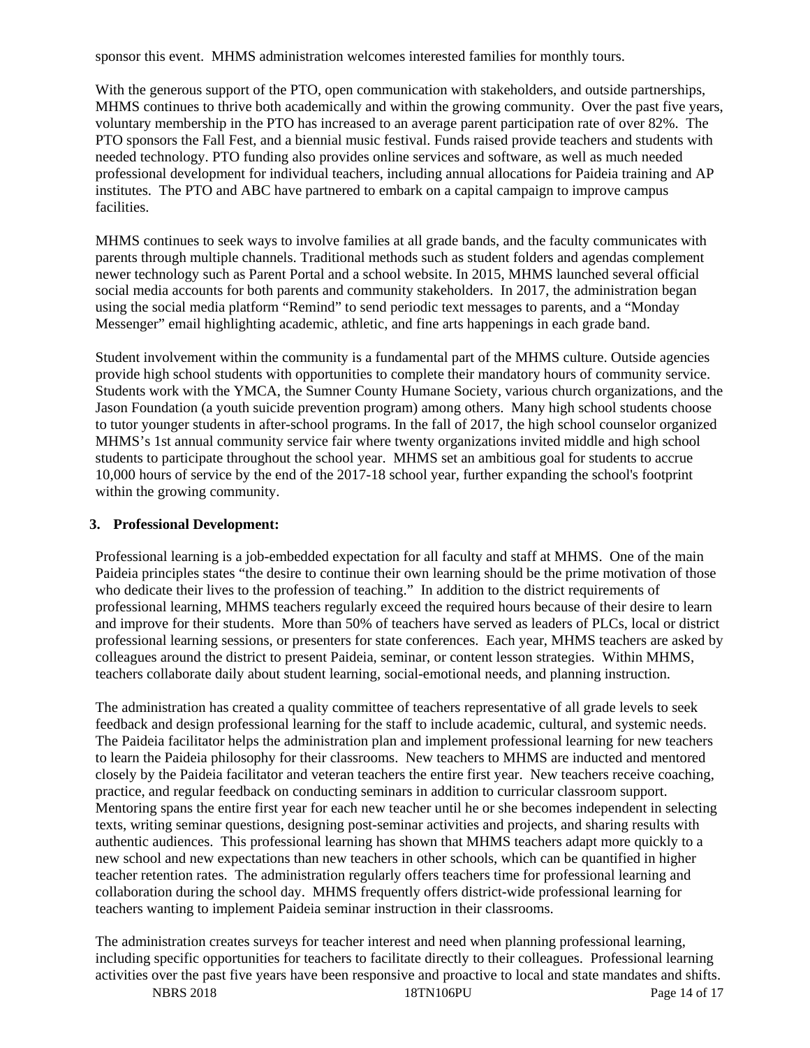sponsor this event. MHMS administration welcomes interested families for monthly tours.

With the generous support of the PTO, open communication with stakeholders, and outside partnerships, MHMS continues to thrive both academically and within the growing community. Over the past five years, voluntary membership in the PTO has increased to an average parent participation rate of over 82%. The PTO sponsors the Fall Fest, and a biennial music festival. Funds raised provide teachers and students with needed technology. PTO funding also provides online services and software, as well as much needed professional development for individual teachers, including annual allocations for Paideia training and AP institutes. The PTO and ABC have partnered to embark on a capital campaign to improve campus facilities.

MHMS continues to seek ways to involve families at all grade bands, and the faculty communicates with parents through multiple channels. Traditional methods such as student folders and agendas complement newer technology such as Parent Portal and a school website. In 2015, MHMS launched several official social media accounts for both parents and community stakeholders. In 2017, the administration began using the social media platform "Remind" to send periodic text messages to parents, and a "Monday Messenger" email highlighting academic, athletic, and fine arts happenings in each grade band.

Student involvement within the community is a fundamental part of the MHMS culture. Outside agencies provide high school students with opportunities to complete their mandatory hours of community service. Students work with the YMCA, the Sumner County Humane Society, various church organizations, and the Jason Foundation (a youth suicide prevention program) among others. Many high school students choose to tutor younger students in after-school programs. In the fall of 2017, the high school counselor organized MHMS's 1st annual community service fair where twenty organizations invited middle and high school students to participate throughout the school year. MHMS set an ambitious goal for students to accrue 10,000 hours of service by the end of the 2017-18 school year, further expanding the school's footprint within the growing community.

### 3. Professional Development:

Professional learning is a job-embedded expectation for all faculty and staff at MHMS. One of the main Paideia principles states "the desire to continue their own learning should be the prime motivation of those who dedicate their lives to the profession of teaching." In addition to the district requirements of professional learning, MHMS teachers regularly exceed the required hours because of their desire to learn and improve for their students. More than 50% of teachers have served as leaders of PLCs, local or district professional learning sessions, or presenters for state conferences. Each year, MHMS teachers are asked by colleagues around the district to present Paideia, seminar, or content lesson strategies. Within MHMS, teachers collaborate daily about student learning, social-emotional needs, and planning instruction.

The administration has created a quality committee of teachers representative of all grade levels to seek feedback and design professional learning for the staff to include academic, cultural, and systemic needs. The Paideia facilitator helps the administration plan and implement professional learning for new teachers to learn the Paideia philosophy for their classrooms. New teachers to MHMS are inducted and mentored closely by the Paideia facilitator and veteran teachers the entire first year. New teachers receive coaching, practice, and regular feedback on conducting seminars in addition to curricular classroom support. Mentoring spans the entire first year for each new teacher until he or she becomes independent in selecting texts, writing seminar questions, designing post-seminar activities and projects, and sharing results with authentic audiences. This professional learning has shown that MHMS teachers adapt more quickly to a new school and new expectations than new teachers in other schools, which can be quantified in higher teacher retention rates. The administration regularly offers teachers time for professional learning and collaboration during the school day. MHMS frequently offers district-wide professional learning for teachers wanting to implement Paideia seminar instruction in their classrooms.

The administration creates surveys for teacher interest and need when planning professional learning, including specific opportunities for teachers to facilitate directly to their colleagues. Professional learning activities over the past five years have been responsive and proactive to local and state mandates and shifts.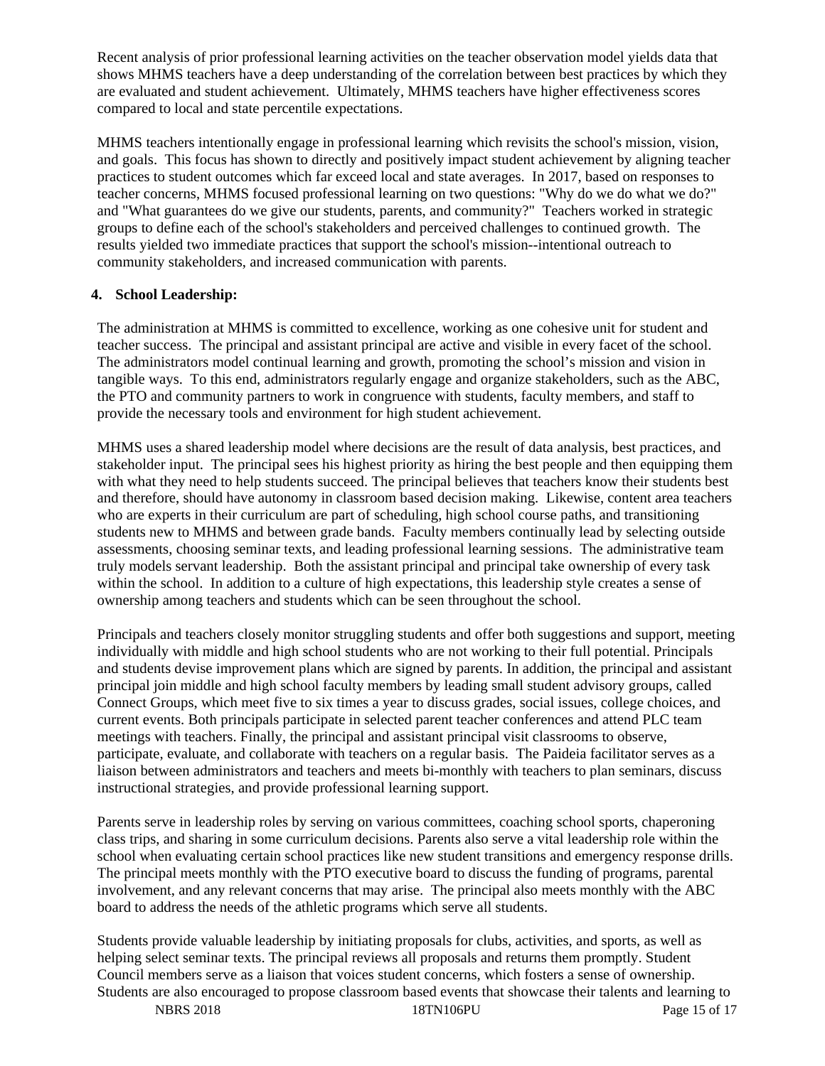Recent analysis of prior professional learning activities on the teacher observation model yields data that shows MHMS teachers have a deep understanding of the correlation between best practices by which they are evaluated and student achievement. Ultimately, MHMS teachers have higher effectiveness scores compared to local and state percentile expectations.

MHMS teachers intentionally engage in professional learning which revisits the school's mission, vision, and goals. This focus has shown to directly and positively impact student achievement by aligning teacher practices to student outcomes which far exceed local and state averages. In 2017, based on responses to teacher concerns, MHMS focused professional learning on two questions: "Why do we do what we do?" and "What guarantees do we give our students, parents, and community?" Teachers worked in strategic groups to define each of the school's stakeholders and perceived challenges to continued growth. The results yielded two immediate practices that support the school's mission--intentional outreach to community stakeholders, and increased communication with parents.

**4. School Leadership:**

The administration at MHMS is committed to excellence, working as one cohesive unit for student and teacher success. The principal and assistant principal are active and visible in every facet of the school. The administrators model continual learning and growth, promoting the school's mission and vision in tangible ways. To this end, administrators regularly engage and organize stakeholders, such as the ABC, the PTO and community partners to work in congruence with students, faculty members, and staff to provide the necessary tools and environment for high student achievement.

MHMS uses a shared leadership model where decisions are the result of data analysis, best practices, and stakeholder input. The principal sees his highest priority as hiring the best people and then equipping them with what they need to help students succeed. The principal believes that teachers know their students best and therefore, should have autonomy in classroom based decision making. Likewise, content area teachers who are experts in their curriculum are part of scheduling, high school course paths, and transitioning students new to MHMS and between grade bands. Faculty members continually lead by selecting outside assessments, choosing seminar texts, and leading professional learning sessions. The administrative team truly models servant leadership. Both the assistant principal and principal take ownership of every task within the school. In addition to a culture of high expectations, this leadership style creates a sense of ownership among teachers and students which can be seen throughout the school.

Principals and teachers closely monitor struggling students and offer both suggestions and support, meeting individually with middle and high school students who are not working to their full potential. Principals and students devise improvement plans which are signed by parents. In addition, the principal and assistant principal join middle and high school faculty members by leading small student advisory groups, called Connect Groups, which meet five to six times a year to discuss grades, social issues, college choices, and current events. Both principals participate in selected parent teacher conferences and attend PLC team meetings with teachers. Finally, the principal and assistant principal visit classrooms to observe, participate, evaluate, and collaborate with teachers on a regular basis. The Paideia facilitator serves as a liaison between administrators and teachers and meets bi-monthly with teachers to plan seminars, discuss instructional strategies, and provide professional learning support.

Parents serve in leadership roles by serving on various committees, coaching school sports, chaperoning class trips, and sharing in some curriculum decisions. Parents also serve a vital leadership role within the school when evaluating certain school practices like new student transitions and emergency response drills. The principal meets monthly with the PTO executive board to discuss the funding of programs, parental involvement, and any relevant concerns that may arise. The principal also meets monthly with the ABC board to address the needs of the athletic programs which serve all students.

Students provide valuable leadership by initiating proposals for clubs, activities, and sports, as well as helping select seminar texts. The principal reviews all proposals and returns them promptly. Student Council members serve as a liaison that voices student concerns, which fosters a sense of ownership. Students are also encouraged to propose classroom based events that showcase their talents and learning to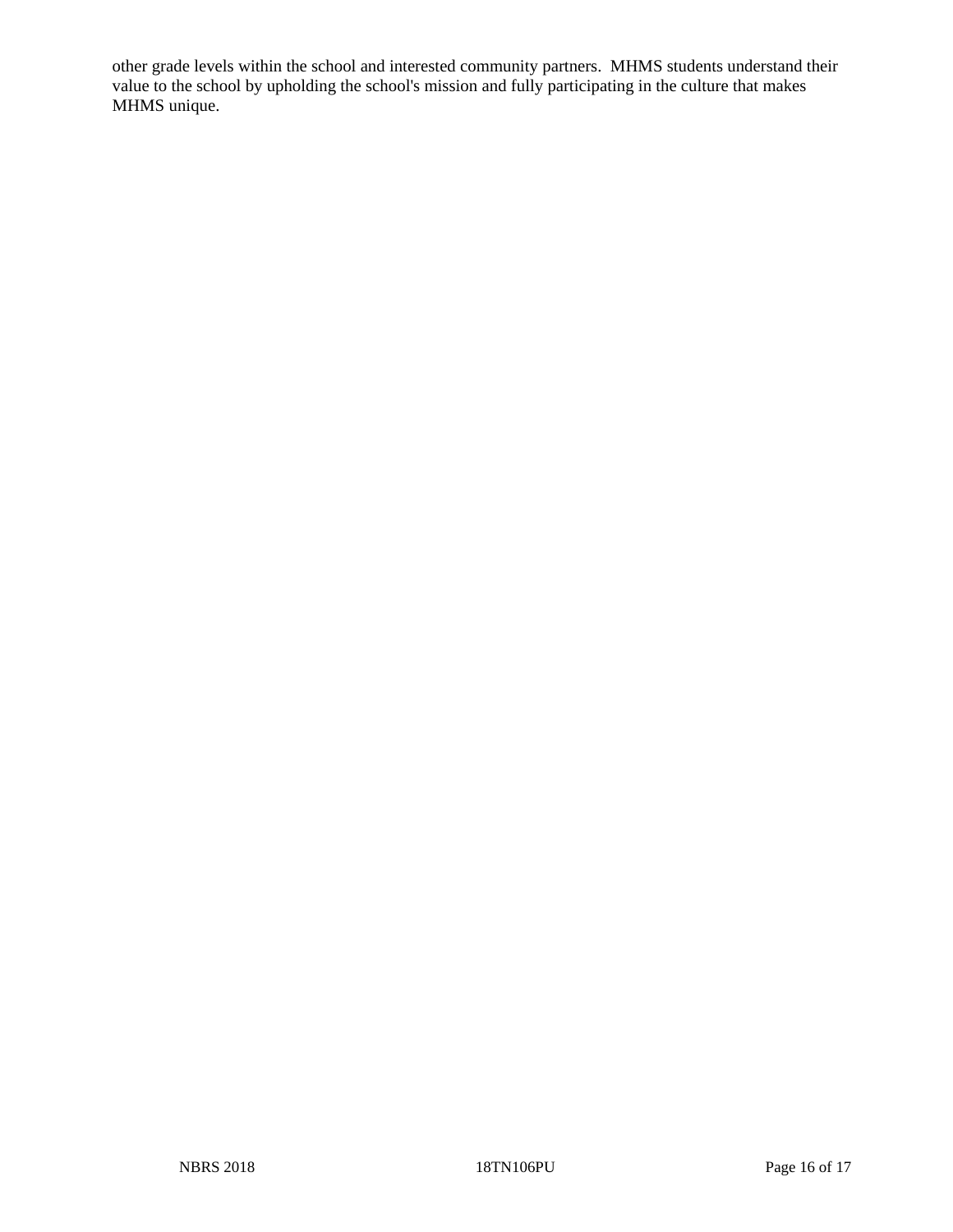other grade levels within the school and interested community partners.  MHMS students understand their value to the school by upholding the school's mission and fully participating in the culture that makes MHMS unique.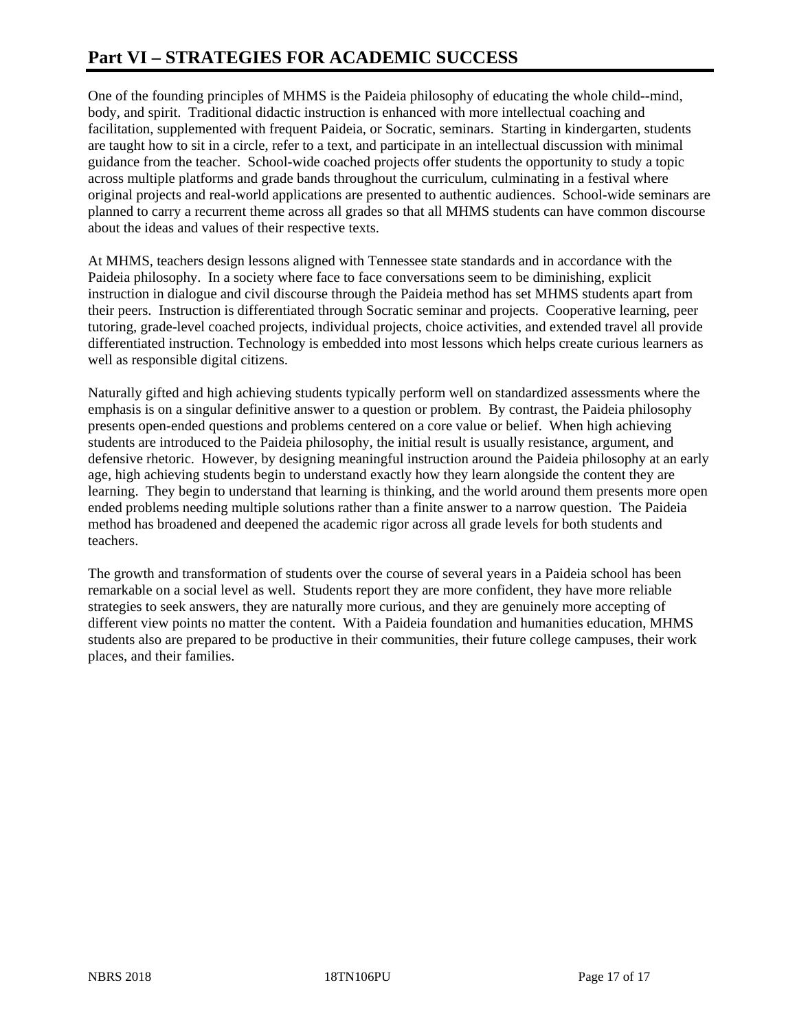# Part VI – STRATEGIES FOR ACADEMIC SUCCESS

One of the founding principles of MHMS is the Paideia philosophy of educating the whole child--mind, body, and spirit. Traditional didactic instruction is enhanced with more intellectual coaching and facilitation, supplemented with frequent Paideia, or Socratic, seminars. Starting in kindergarten, students are taught how to sit in a circle, refer to a text, and participate in an intellectual discussion with minimal guidance from the teacher. School-wide coached projects offer students the opportunity to study a topic across multiple platforms and grade bands throughout the curriculum, culminating in a festival where original projects and real-world applications are presented to authentic audiences. School-wide seminars are planned to carry a recurrent theme across all grades so that all MHMS students can have common discourse about the ideas and values of their respective texts.

At MHMS, teachers design lessons aligned with Tennessee state standards and in accordance with the Paideia philosophy. In a society where face to face conversations seem to be diminishing, explicit instruction in dialogue and civil discourse through the Paideia method has set MHMS students apart from their peers. Instruction is differentiated through Socratic seminar and projects. Cooperative learning, peer tutoring, grade-level coached projects, individual projects, choice activities, and extended travel all provide differentiated instruction. Technology is embedded into most lessons which helps create curious learners as well as responsible digital citizens.

Naturally gifted and high achieving students typically perform well on standardized assessments where the emphasis is on a singular definitive answer to a question or problem. By contrast, the Paideia philosophy presents open-ended questions and problems centered on a core value or belief. When high achieving students are introduced to the Paideia philosophy, the initial result is usually resistance, argument, and defensive rhetoric. However, by designing meaningful instruction around the Paideia philosophy at an early age, high achieving students begin to understand exactly how they learn alongside the content they are learning. They begin to understand that learning is thinking, and the world around them presents more open ended problems needing multiple solutions rather than a finite answer to a narrow question. The Paideia method has broadened and deepened the academic rigor across all grade levels for both students and teachers.

The growth and transformation of students over the course of several years in a Paideia school has been remarkable on a social level as well. Students report they are more confident, they have more reliable strategies to seek answers, they are naturally more curious, and they are genuinely more accepting of different view points no matter the content. With a Paideia foundation and humanities education, MHMS students also are prepared to be productive in their communities, their future college campuses, their work places, and their families.